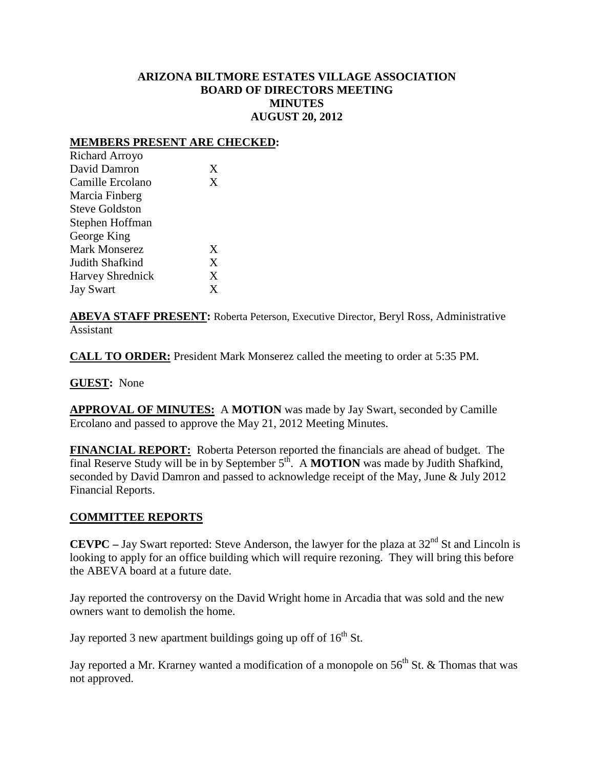# ARIZONA BILTMORE ESTATES VILLAGE ASSOCIATION
## BOARD OF DIRECTORS MEETING
## MINUTES
## AUGUST 20, 2012

**MEMBERS PRESENT ARE CHECKED:**

| | |
|---|---|
| Richard Arroyo | |
| David Damron | X |
| Camille Ercolano | X |
| Marcia Finberg | |
| Steve Goldston | |
| Stephen Hoffman | |
| George King | |
| Mark Monserez | X |
| Judith Shafkind | X |
| Harvey Shrednick | X |
| Jay Swart | X |

**ABEVA STAFF PRESENT:** Roberta Peterson, Executive Director, Beryl Ross, Administrative Assistant

**CALL TO ORDER:** President Mark Monserez called the meeting to order at 5:35 PM.

**GUEST:** None

**APPROVAL OF MINUTES:** A **MOTION** was made by Jay Swart, seconded by Camille Ercolano and passed to approve the May 21, 2012 Meeting Minutes.

**FINANCIAL REPORT:** Roberta Peterson reported the financials are ahead of budget. The final Reserve Study will be in by September 5th. A **MOTION** was made by Judith Shafkind, seconded by David Damron and passed to acknowledge receipt of the May, June & July 2012 Financial Reports.

## COMMITTEE REPORTS

**CEVPC –** Jay Swart reported: Steve Anderson, the lawyer for the plaza at 32nd St and Lincoln is looking to apply for an office building which will require rezoning. They will bring this before the ABEVA board at a future date.

Jay reported the controversy on the David Wright home in Arcadia that was sold and the new owners want to demolish the home.

Jay reported 3 new apartment buildings going up off of 16th St.

Jay reported a Mr. Krarney wanted a modification of a monopole on 56th St. & Thomas that was not approved.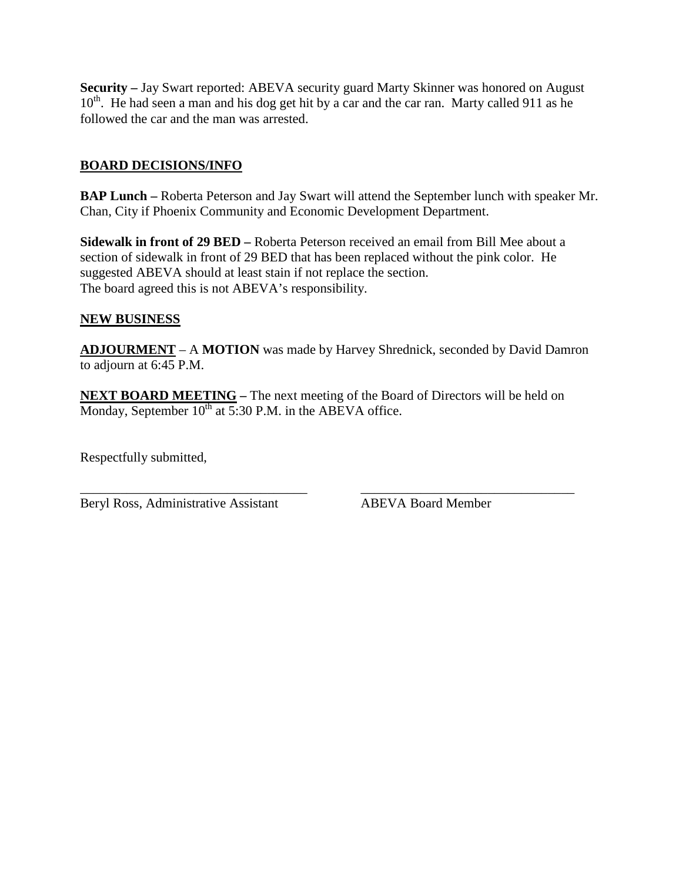**Security –** Jay Swart reported: ABEVA security guard Marty Skinner was honored on August 10th. He had seen a man and his dog get hit by a car and the car ran. Marty called 911 as he followed the car and the man was arrested.

**BOARD DECISIONS/INFO**

**BAP Lunch –** Roberta Peterson and Jay Swart will attend the September lunch with speaker Mr. Chan, City if Phoenix Community and Economic Development Department.

**Sidewalk in front of 29 BED –** Roberta Peterson received an email from Bill Mee about a section of sidewalk in front of 29 BED that has been replaced without the pink color. He suggested ABEVA should at least stain if not replace the section.
The board agreed this is not ABEVA's responsibility.

**NEW BUSINESS**

**ADJOURMENT** – A **MOTION** was made by Harvey Shrednick, seconded by David Damron to adjourn at 6:45 P.M.

**NEXT BOARD MEETING –** The next meeting of the Board of Directors will be held on Monday, September 10th at 5:30 P.M. in the ABEVA office.

Respectfully submitted,

\_\_\_\_\_\_\_\_\_\_\_\_\_\_\_\_\_\_\_\_\_\_\_\_\_\_\_\_\_\_\_\_\_\_\_ \_\_\_\_\_\_\_\_\_\_\_\_\_\_\_\_\_\_\_\_\_\_\_\_\_\_\_\_\_\_\_\_\_

Beryl Ross, Administrative Assistant ABEVA Board Member